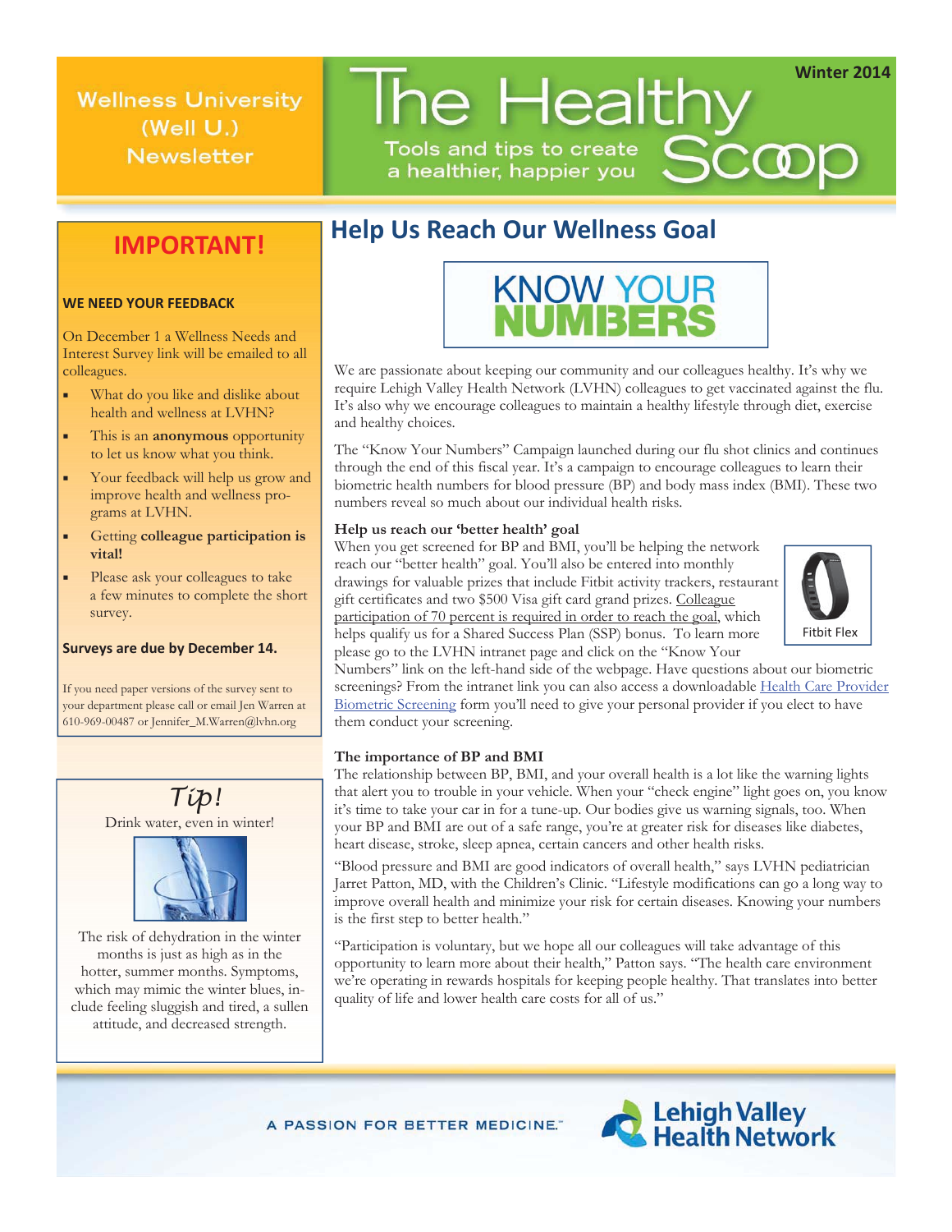Wellness University (Well U.) Newsletter

# The Healthy Scoop

Tools and tips to create a healthier, happier you

Winter 2014

## IMPORTANT!

**WE NEED YOUR FEEDBACK**

On December 1 a Wellness Needs and Interest Survey link will be emailed to all colleagues.

- What do you like and dislike about health and wellness at LVHN?
- This is an **anonymous** opportunity to let us know what you think.
- Your feedback will help us grow and improve health and wellness programs at LVHN.
- Getting **colleague participation is vital!**
- Please ask your colleagues to take a few minutes to complete the short survey.

**Surveys are due by December 14.**

If you need paper versions of the survey sent to your department please call or email Jen Warren at 610-969-00487 or Jennifer_M.Warren@lvhn.org

## *Tip!*

Drink water, even in winter!

The risk of dehydration in the winter months is just as high as in the hotter, summer months. Symptoms, which may mimic the winter blues, include feeling sluggish and tired, a sullen attitude, and decreased strength.

## Help Us Reach Our Wellness Goal

KNOW YOUR NUMBERS

We are passionate about keeping our community and our colleagues healthy. It's why we require Lehigh Valley Health Network (LVHN) colleagues to get vaccinated against the flu. It's also why we encourage colleagues to maintain a healthy lifestyle through diet, exercise and healthy choices.

The "Know Your Numbers" Campaign launched during our flu shot clinics and continues through the end of this fiscal year. It's a campaign to encourage colleagues to learn their biometric health numbers for blood pressure (BP) and body mass index (BMI). These two numbers reveal so much about our individual health risks.

**Help us reach our 'better health' goal**

When you get screened for BP and BMI, you'll be helping the network reach our "better health" goal. You'll also be entered into monthly drawings for valuable prizes that include Fitbit activity trackers, restaurant gift certificates and two $500 Visa gift card grand prizes. Colleague participation of 70 percent is required in order to reach the goal, which helps qualify us for a Shared Success Plan (SSP) bonus. To learn more please go to the LVHN intranet page and click on the "Know Your Numbers" link on the left-hand side of the webpage. Have questions about our biometric screenings? From the intranet link you can also access a downloadable Health Care Provider Biometric Screening form you'll need to give your personal provider if you elect to have them conduct your screening.

Fitbit Flex

**The importance of BP and BMI**

The relationship between BP, BMI, and your overall health is a lot like the warning lights that alert you to trouble in your vehicle. When your "check engine" light goes on, you know it's time to take your car in for a tune-up. Our bodies give us warning signals, too. When your BP and BMI are out of a safe range, you're at greater risk for diseases like diabetes, heart disease, stroke, sleep apnea, certain cancers and other health risks.

"Blood pressure and BMI are good indicators of overall health," says LVHN pediatrician Jarret Patton, MD, with the Children's Clinic. "Lifestyle modifications can go a long way to improve overall health and minimize your risk for certain diseases. Knowing your numbers is the first step to better health."

"Participation is voluntary, but we hope all our colleagues will take advantage of this opportunity to learn more about their health," Patton says. "The health care environment we're operating in rewards hospitals for keeping people healthy. That translates into better quality of life and lower health care costs for all of us."

A PASSION FOR BETTER MEDICINE.™

Lehigh Valley Health Network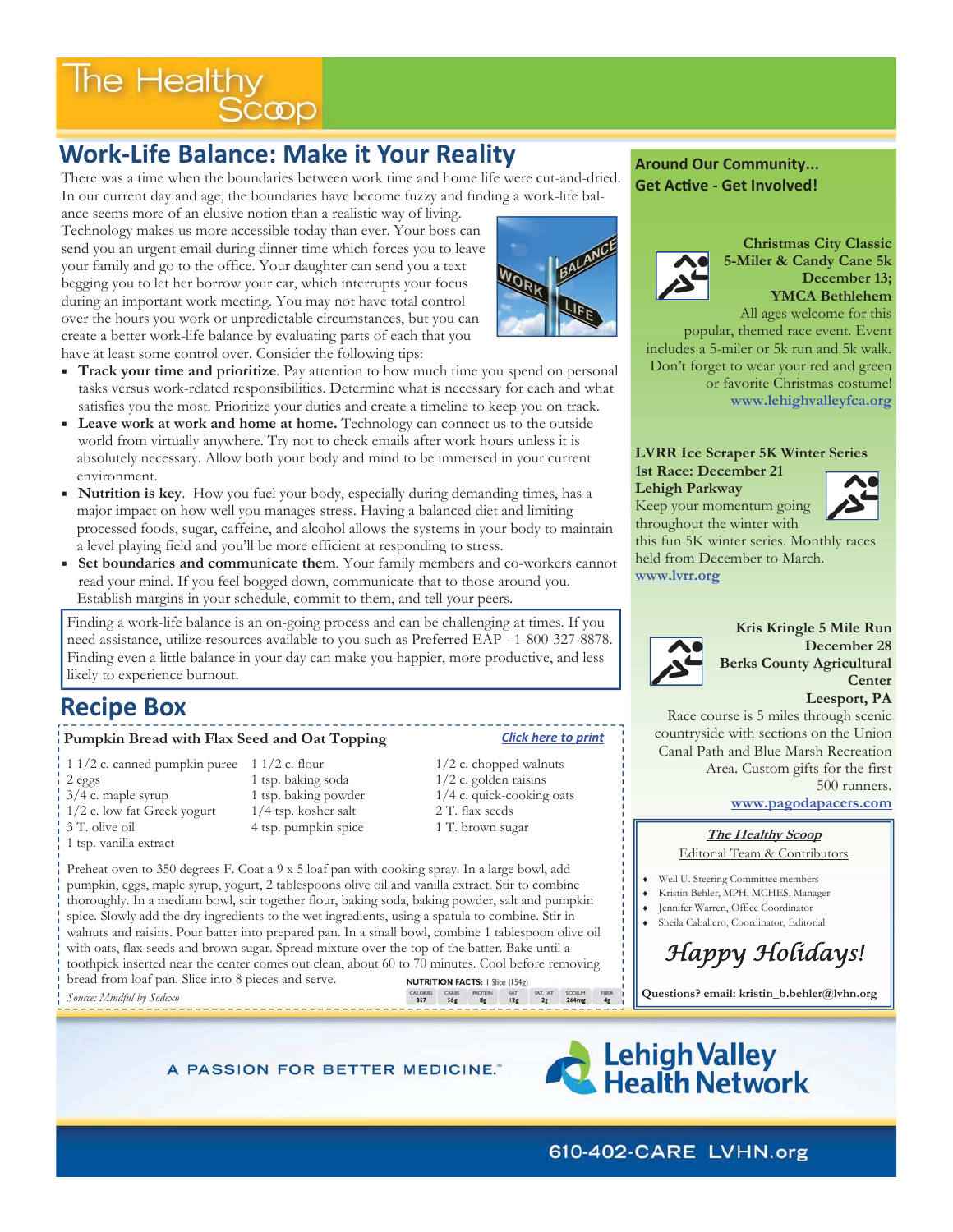# The Healthy Scoop

## Work-Life Balance: Make it Your Reality

There was a time when the boundaries between work time and home life were cut-and-dried. In our current day and age, the boundaries have become fuzzy and finding a work-life balance seems more of an elusive notion than a realistic way of living. Technology makes us more accessible today than ever. Your boss can send you an urgent email during dinner time which forces you to leave your family and go to the office. Your daughter can send you a text begging you to let her borrow your car, which interrupts your focus during an important work meeting. You may not have total control over the hours you work or unpredictable circumstances, but you can create a better work-life balance by evaluating parts of each that you have at least some control over. Consider the following tips:

- **Track your time and prioritize**. Pay attention to how much time you spend on personal tasks versus work-related responsibilities. Determine what is necessary for each and what satisfies you the most. Prioritize your duties and create a timeline to keep you on track.
- **Leave work at work and home at home.** Technology can connect us to the outside world from virtually anywhere. Try not to check emails after work hours unless it is absolutely necessary. Allow both your body and mind to be immersed in your current environment.
- **Nutrition is key**. How you fuel your body, especially during demanding times, has a major impact on how well you manages stress. Having a balanced diet and limiting processed foods, sugar, caffeine, and alcohol allows the systems in your body to maintain a level playing field and you'll be more efficient at responding to stress.
- **Set boundaries and communicate them**. Your family members and co-workers cannot read your mind. If you feel bogged down, communicate that to those around you. Establish margins in your schedule, commit to them, and tell your peers.

Finding a work-life balance is an on-going process and can be challenging at times. If you need assistance, utilize resources available to you such as Preferred EAP - 1-800-327-8878. Finding even a little balance in your day can make you happier, more productive, and less likely to experience burnout.

## Recipe Box

### Pumpkin Bread with Flax Seed and Oat Topping

*Click here to print*

- 1 1/2 c. canned pumpkin puree
- 2 eggs
- 3/4 c. maple syrup
- 1/2 c. low fat Greek yogurt
- 3 T. olive oil
- 1 tsp. vanilla extract
- 1 1/2 c. flour
- 1 tsp. baking soda
- 1 tsp. baking powder
- 1/4 tsp. kosher salt
- 4 tsp. pumpkin spice
- 1/2 c. chopped walnuts
- 1/2 c. golden raisins
- 1/4 c. quick-cooking oats
- 2 T. flax seeds
- 1 T. brown sugar

Preheat oven to 350 degrees F. Coat a 9 x 5 loaf pan with cooking spray. In a large bowl, add pumpkin, eggs, maple syrup, yogurt, 2 tablespoons olive oil and vanilla extract. Stir to combine thoroughly. In a medium bowl, stir together flour, baking soda, baking powder, salt and pumpkin spice. Slowly add the dry ingredients to the wet ingredients, using a spatula to combine. Stir in walnuts and raisins. Pour batter into prepared pan. In a small bowl, combine 1 tablespoon olive oil with oats, flax seeds and brown sugar. Spread mixture over the top of the batter. Bake until a toothpick inserted near the center comes out clean, about 60 to 70 minutes. Cool before removing bread from loaf pan. Slice into 8 pieces and serve.

*Source: Mindful by Sodexo*

**NUTRITION FACTS:** 1 Slice (154g)

| CALORIES | CARBS | PROTEIN | FAT | SAT. FAT | SODIUM | FIBER |
|---|---|---|---|---|---|---|
| 357 | 56g | 8g | 12g | 2g | 264mg | 4g |

## Around Our Community... Get Active - Get Involved!

**Christmas City Classic 5-Miler & Candy Cane 5k**
**December 13; YMCA Bethlehem**
All ages welcome for this popular, themed race event. Event includes a 5-miler or 5k run and 5k walk. Don't forget to wear your red and green or favorite Christmas costume!
www.lehighvalleyfca.org

**LVRR Ice Scraper 5K Winter Series**
**1st Race: December 21**
**Lehigh Parkway**
Keep your momentum going throughout the winter with this fun 5K winter series. Monthly races held from December to March.
www.lvrr.org

**Kris Kringle 5 Mile Run**
**December 28**
**Berks County Agricultural Center**
**Leesport, PA**
Race course is 5 miles through scenic countryside with sections on the Union Canal Path and Blue Marsh Recreation Area. Custom gifts for the first 500 runners.
www.pagodapacers.com

***The Healthy Scoop***

Editorial Team & Contributors

- Well U. Steering Committee members
- Kristin Behler, MPH, MCHES, Manager
- Jennifer Warren, Office Coordinator
- Sheila Caballero, Coordinator, Editorial

*Happy Holidays!*

**Questions? email: kristin_b.behler@lvhn.org**

A PASSION FOR BETTER MEDICINE.™

Lehigh Valley Health Network

610-402-CARE LVHN.org